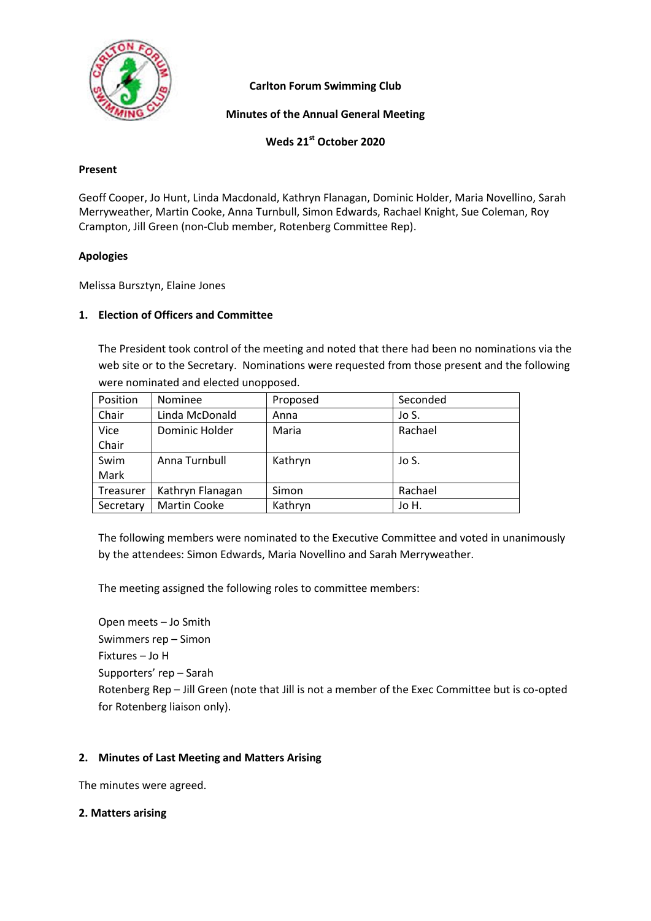**Carlton Forum Swimming Club**

**Minutes of the Annual General Meeting**

**Weds 21st October 2020**

**Present**

Geoff Cooper, Jo Hunt, Linda Macdonald, Kathryn Flanagan, Dominic Holder, Maria Novellino, Sarah Merryweather, Martin Cooke, Anna Turnbull, Simon Edwards, Rachael Knight, Sue Coleman, Roy Crampton, Jill Green (non-Club member, Rotenberg Committee Rep).

**Apologies**

Melissa Bursztyn, Elaine Jones

**1. Election of Officers and Committee**

The President took control of the meeting and noted that there had been no nominations via the web site or to the Secretary. Nominations were requested from those present and the following were nominated and elected unopposed.

| Position | Nominee | Proposed | Seconded |
|---|---|---|---|
| Chair | Linda McDonald | Anna | Jo S. |
| Vice Chair | Dominic Holder | Maria | Rachael |
| Swim Mark | Anna Turnbull | Kathryn | Jo S. |
| Treasurer | Kathryn Flanagan | Simon | Rachael |
| Secretary | Martin Cooke | Kathryn | Jo H. |

The following members were nominated to the Executive Committee and voted in unanimously by the attendees: Simon Edwards, Maria Novellino and Sarah Merryweather.

The meeting assigned the following roles to committee members:

Open meets – Jo Smith
Swimmers rep – Simon
Fixtures – Jo H
Supporters' rep – Sarah
Rotenberg Rep – Jill Green (note that Jill is not a member of the Exec Committee but is co-opted for Rotenberg liaison only).

**2. Minutes of Last Meeting and Matters Arising**

The minutes were agreed.

**2. Matters arising**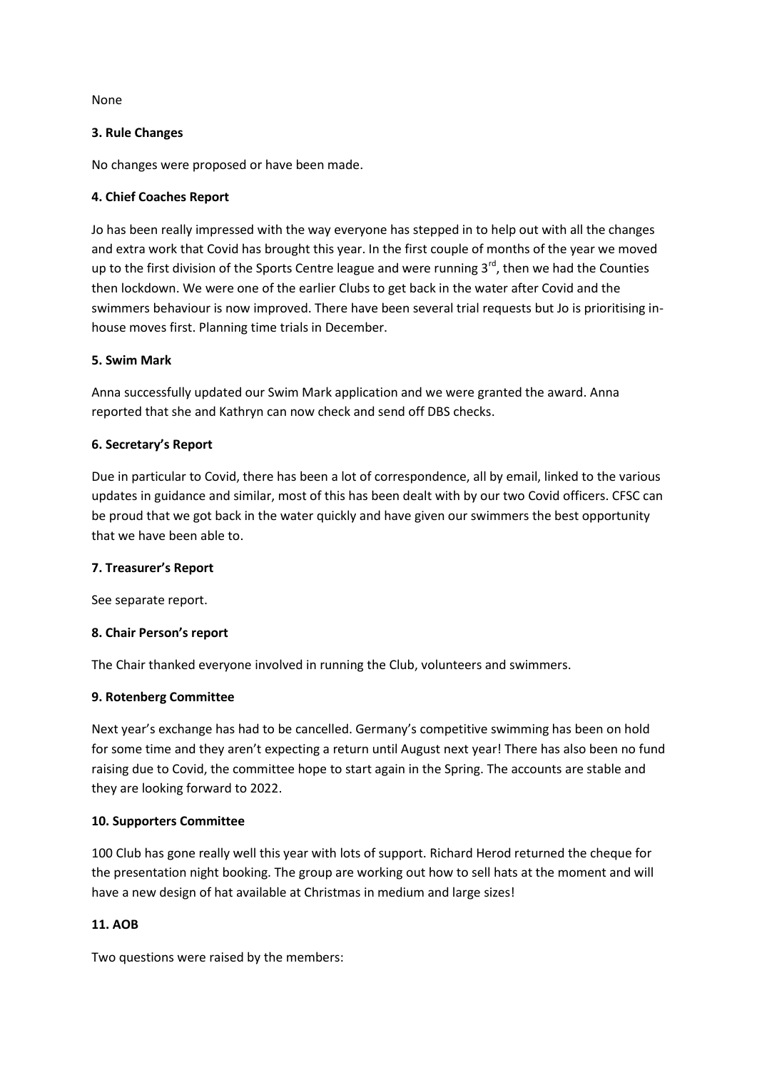None

**3. Rule Changes**

No changes were proposed or have been made.

**4. Chief Coaches Report**

Jo has been really impressed with the way everyone has stepped in to help out with all the changes and extra work that Covid has brought this year. In the first couple of months of the year we moved up to the first division of the Sports Centre league and were running 3rd, then we had the Counties then lockdown. We were one of the earlier Clubs to get back in the water after Covid and the swimmers behaviour is now improved. There have been several trial requests but Jo is prioritising in-house moves first. Planning time trials in December.

**5. Swim Mark**

Anna successfully updated our Swim Mark application and we were granted the award. Anna reported that she and Kathryn can now check and send off DBS checks.

**6. Secretary's Report**

Due in particular to Covid, there has been a lot of correspondence, all by email, linked to the various updates in guidance and similar, most of this has been dealt with by our two Covid officers. CFSC can be proud that we got back in the water quickly and have given our swimmers the best opportunity that we have been able to.

**7. Treasurer's Report**

See separate report.

**8. Chair Person's report**

The Chair thanked everyone involved in running the Club, volunteers and swimmers.

**9. Rotenberg Committee**

Next year's exchange has had to be cancelled. Germany's competitive swimming has been on hold for some time and they aren't expecting a return until August next year! There has also been no fund raising due to Covid, the committee hope to start again in the Spring. The accounts are stable and they are looking forward to 2022.

**10. Supporters Committee**

100 Club has gone really well this year with lots of support. Richard Herod returned the cheque for the presentation night booking. The group are working out how to sell hats at the moment and will have a new design of hat available at Christmas in medium and large sizes!

**11. AOB**

Two questions were raised by the members: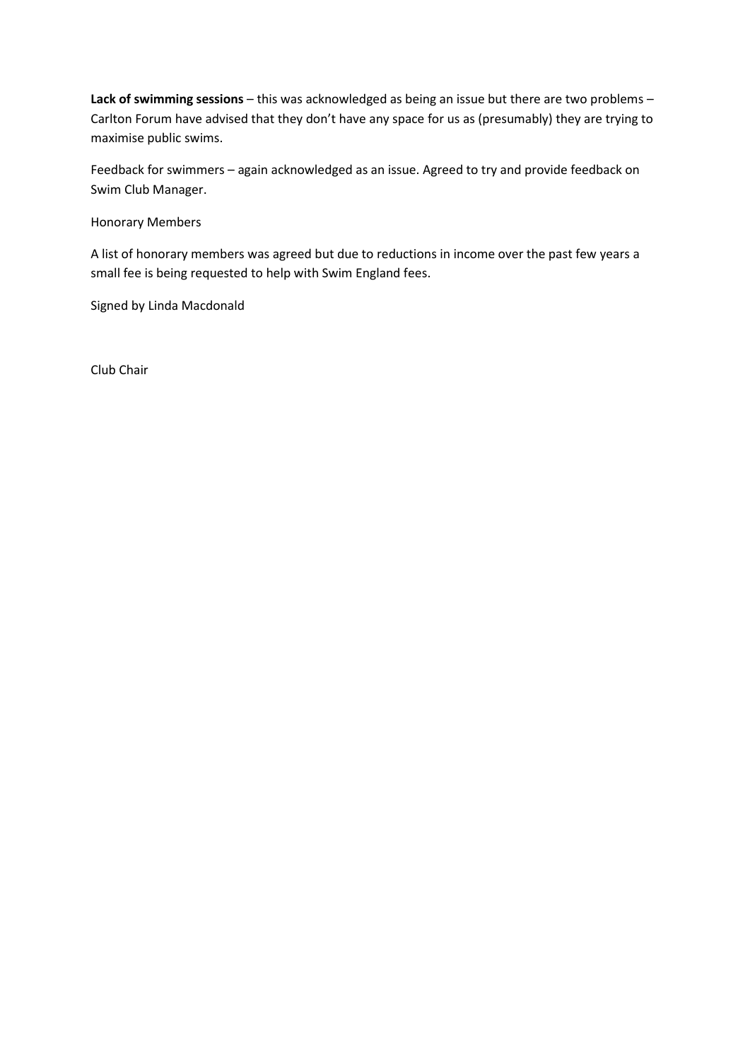**Lack of swimming sessions** – this was acknowledged as being an issue but there are two problems – Carlton Forum have advised that they don't have any space for us as (presumably) they are trying to maximise public swims.

Feedback for swimmers – again acknowledged as an issue. Agreed to try and provide feedback on Swim Club Manager.

Honorary Members

A list of honorary members was agreed but due to reductions in income over the past few years a small fee is being requested to help with Swim England fees.

Signed by Linda Macdonald

Club Chair